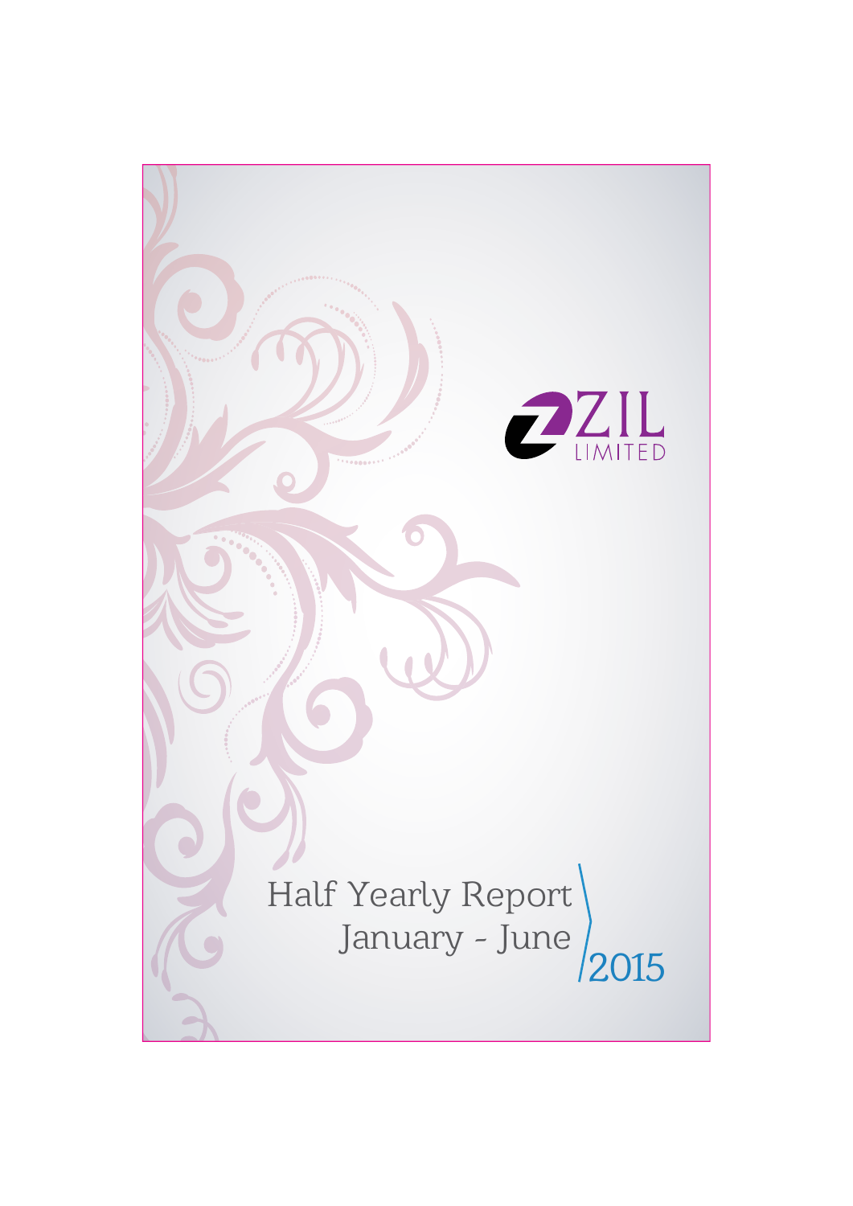ZIL

LIMITED

# Half Yearly Report

## January - June 2015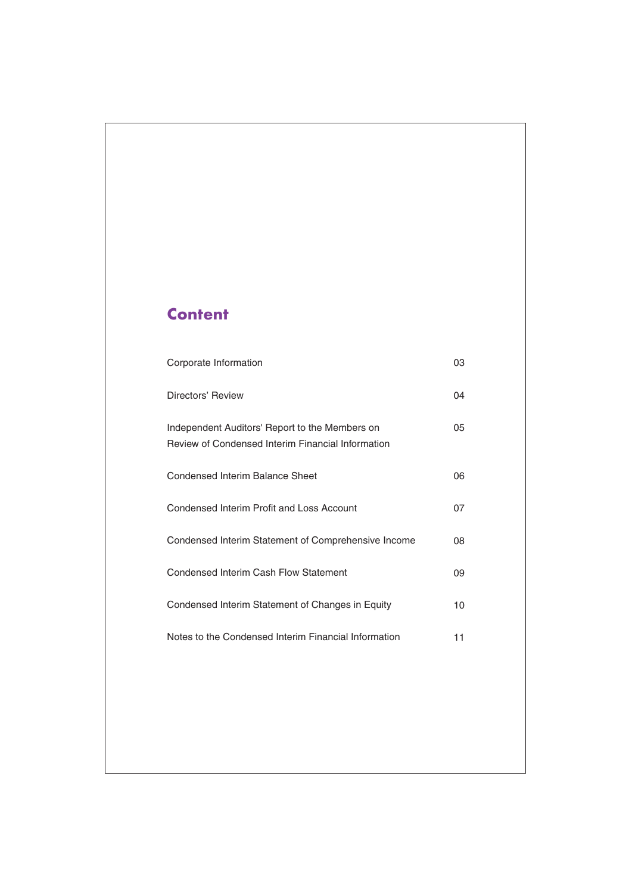# Content

| | |
|---|---|
| Corporate Information | 03 |
| Directors' Review | 04 |
| Independent Auditors' Report to the Members on Review of Condensed Interim Financial Information | 05 |
| Condensed Interim Balance Sheet | 06 |
| Condensed Interim Profit and Loss Account | 07 |
| Condensed Interim Statement of Comprehensive Income | 08 |
| Condensed Interim Cash Flow Statement | 09 |
| Condensed Interim Statement of Changes in Equity | 10 |
| Notes to the Condensed Interim Financial Information | 11 |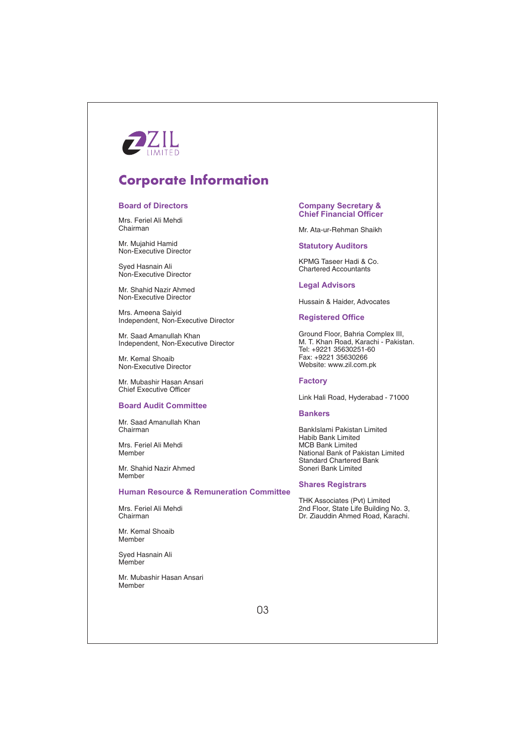ZIL LIMITED

# Corporate Information

## Board of Directors

Mrs. Feriel Ali Mehdi
Chairman

Mr. Mujahid Hamid
Non-Executive Director

Syed Hasnain Ali
Non-Executive Director

Mr. Shahid Nazir Ahmed
Non-Executive Director

Mrs. Ameena Saiyid
Independent, Non-Executive Director

Mr. Saad Amanullah Khan
Independent, Non-Executive Director

Mr. Kemal Shoaib
Non-Executive Director

Mr. Mubashir Hasan Ansari
Chief Executive Officer

## Board Audit Committee

Mr. Saad Amanullah Khan
Chairman

Mrs. Feriel Ali Mehdi
Member

Mr. Shahid Nazir Ahmed
Member

## Human Resource & Remuneration Committee

Mrs. Feriel Ali Mehdi
Chairman

Mr. Kemal Shoaib
Member

Syed Hasnain Ali
Member

Mr. Mubashir Hasan Ansari
Member

## Company Secretary & Chief Financial Officer

Mr. Ata-ur-Rehman Shaikh

## Statutory Auditors

KPMG Taseer Hadi & Co.
Chartered Accountants

## Legal Advisors

Hussain & Haider, Advocates

## Registered Office

Ground Floor, Bahria Complex III,
M. T. Khan Road, Karachi - Pakistan.
Tel: +9221 35630251-60
Fax: +9221 35630266
Website: www.zil.com.pk

## Factory

Link Hali Road, Hyderabad - 71000

## Bankers

BankIslami Pakistan Limited
Habib Bank Limited
MCB Bank Limited
National Bank of Pakistan Limited
Standard Chartered Bank
Soneri Bank Limited

## Shares Registrars

THK Associates (Pvt) Limited
2nd Floor, State Life Building No. 3,
Dr. Ziauddin Ahmed Road, Karachi.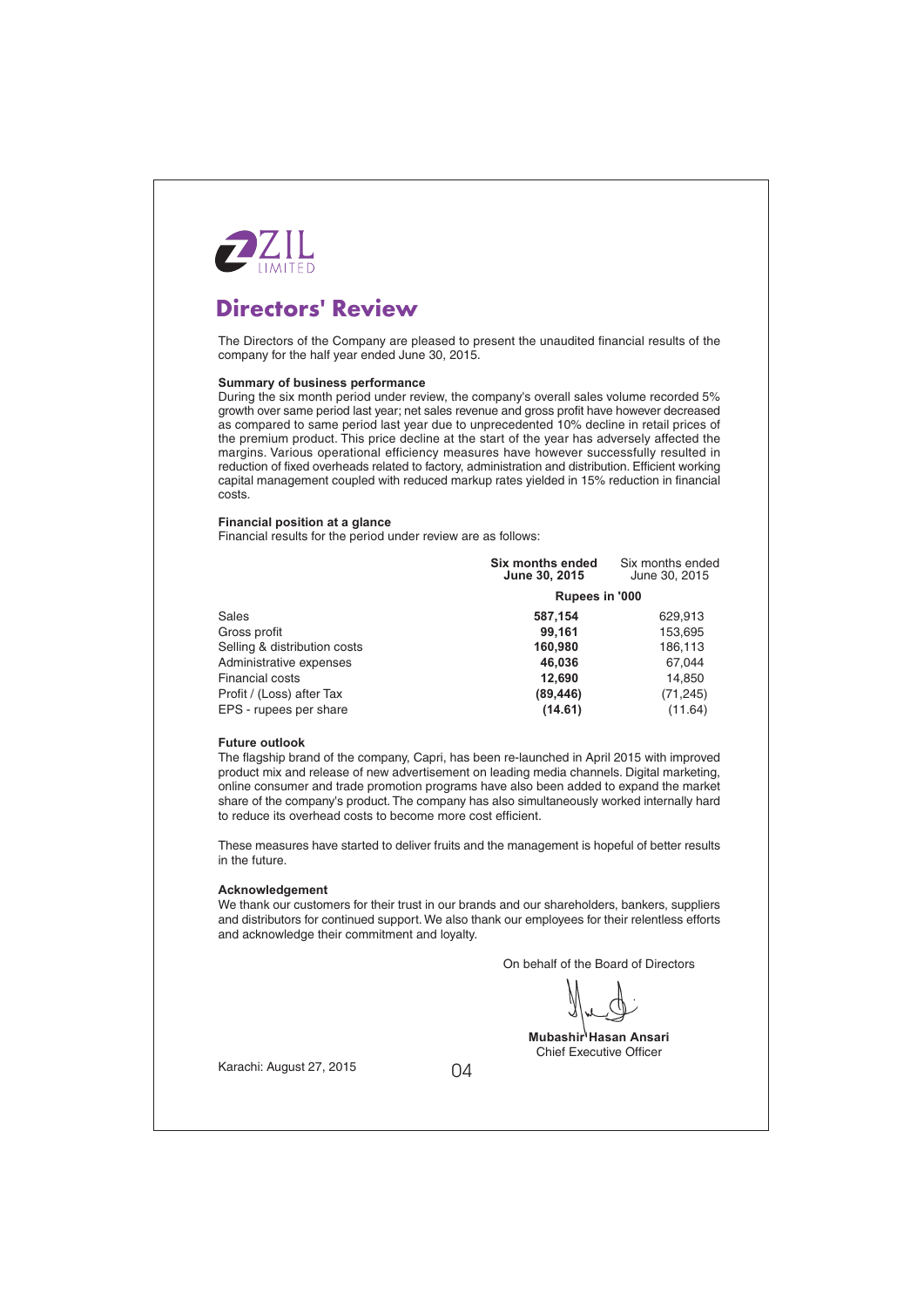ZIL LIMITED

# Directors' Review

The Directors of the Company are pleased to present the unaudited financial results of the company for the half year ended June 30, 2015.

**Summary of business performance**

During the six month period under review, the company's overall sales volume recorded 5% growth over same period last year; net sales revenue and gross profit have however decreased as compared to same period last year due to unprecedented 10% decline in retail prices of the premium product. This price decline at the start of the year has adversely affected the margins. Various operational efficiency measures have however successfully resulted in reduction of fixed overheads related to factory, administration and distribution. Efficient working capital management coupled with reduced markup rates yielded in 15% reduction in financial costs.

**Financial position at a glance**

Financial results for the period under review are as follows:

| | **Six months ended June 30, 2015** | Six months ended June 30, 2015 |
|---|---|---|
| | **Rupees in '000** | |
| Sales | **587,154** | 629,913 |
| Gross profit | **99,161** | 153,695 |
| Selling & distribution costs | **160,980** | 186,113 |
| Administrative expenses | **46,036** | 67,044 |
| Financial costs | **12,690** | 14,850 |
| Profit / (Loss) after Tax | **(89,446)** | (71,245) |
| EPS - rupees per share | **(14.61)** | (11.64) |

**Future outlook**

The flagship brand of the company, Capri, has been re-launched in April 2015 with improved product mix and release of new advertisement on leading media channels. Digital marketing, online consumer and trade promotion programs have also been added to expand the market share of the company's product. The company has also simultaneously worked internally hard to reduce its overhead costs to become more cost efficient.

These measures have started to deliver fruits and the management is hopeful of better results in the future.

**Acknowledgement**

We thank our customers for their trust in our brands and our shareholders, bankers, suppliers and distributors for continued support. We also thank our employees for their relentless efforts and acknowledge their commitment and loyalty.

On behalf of the Board of Directors

**Mubashir Hasan Ansari**
Chief Executive Officer

Karachi: August 27, 2015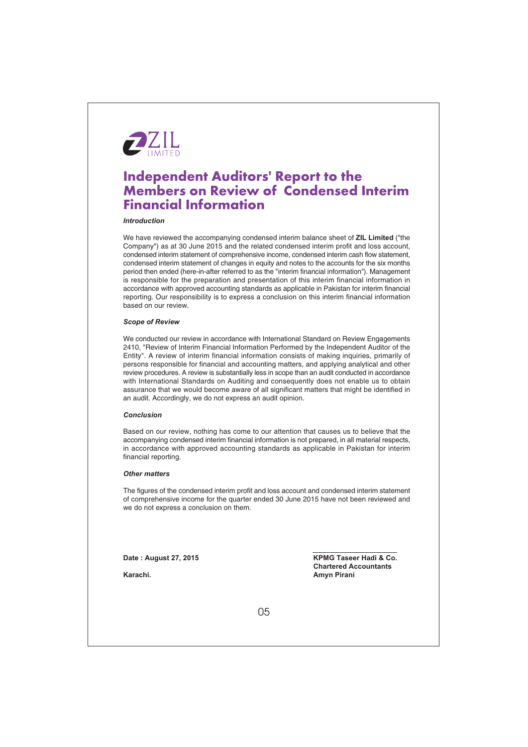ZIL
LIMITED

# Independent Auditors' Report to the Members on Review of Condensed Interim Financial Information

***Introduction***

We have reviewed the accompanying condensed interim balance sheet of **ZIL Limited** ("the Company") as at 30 June 2015 and the related condensed interim profit and loss account, condensed interim statement of comprehensive income, condensed interim cash flow statement, condensed interim statement of changes in equity and notes to the accounts for the six months period then ended (here-in-after referred to as the "interim financial information"). Management is responsible for the preparation and presentation of this interim financial information in accordance with approved accounting standards as applicable in Pakistan for interim financial reporting. Our responsibility is to express a conclusion on this interim financial information based on our review.

***Scope of Review***

We conducted our review in accordance with International Standard on Review Engagements 2410, "Review of Interim Financial Information Performed by the Independent Auditor of the Entity". A review of interim financial information consists of making inquiries, primarily of persons responsible for financial and accounting matters, and applying analytical and other review procedures. A review is substantially less in scope than an audit conducted in accordance with International Standards on Auditing and consequently does not enable us to obtain assurance that we would become aware of all significant matters that might be identified in an audit. Accordingly, we do not express an audit opinion.

***Conclusion***

Based on our review, nothing has come to our attention that causes us to believe that the accompanying condensed interim financial information is not prepared, in all material respects, in accordance with approved accounting standards as applicable in Pakistan for interim financial reporting.

***Other matters***

The figures of the condensed interim profit and loss account and condensed interim statement of comprehensive income for the quarter ended 30 June 2015 have not been reviewed and we do not express a conclusion on them.

**Date : August 27, 2015**

**Karachi.**

**KPMG Taseer Hadi & Co.**
**Chartered Accountants**
**Amyn Pirani**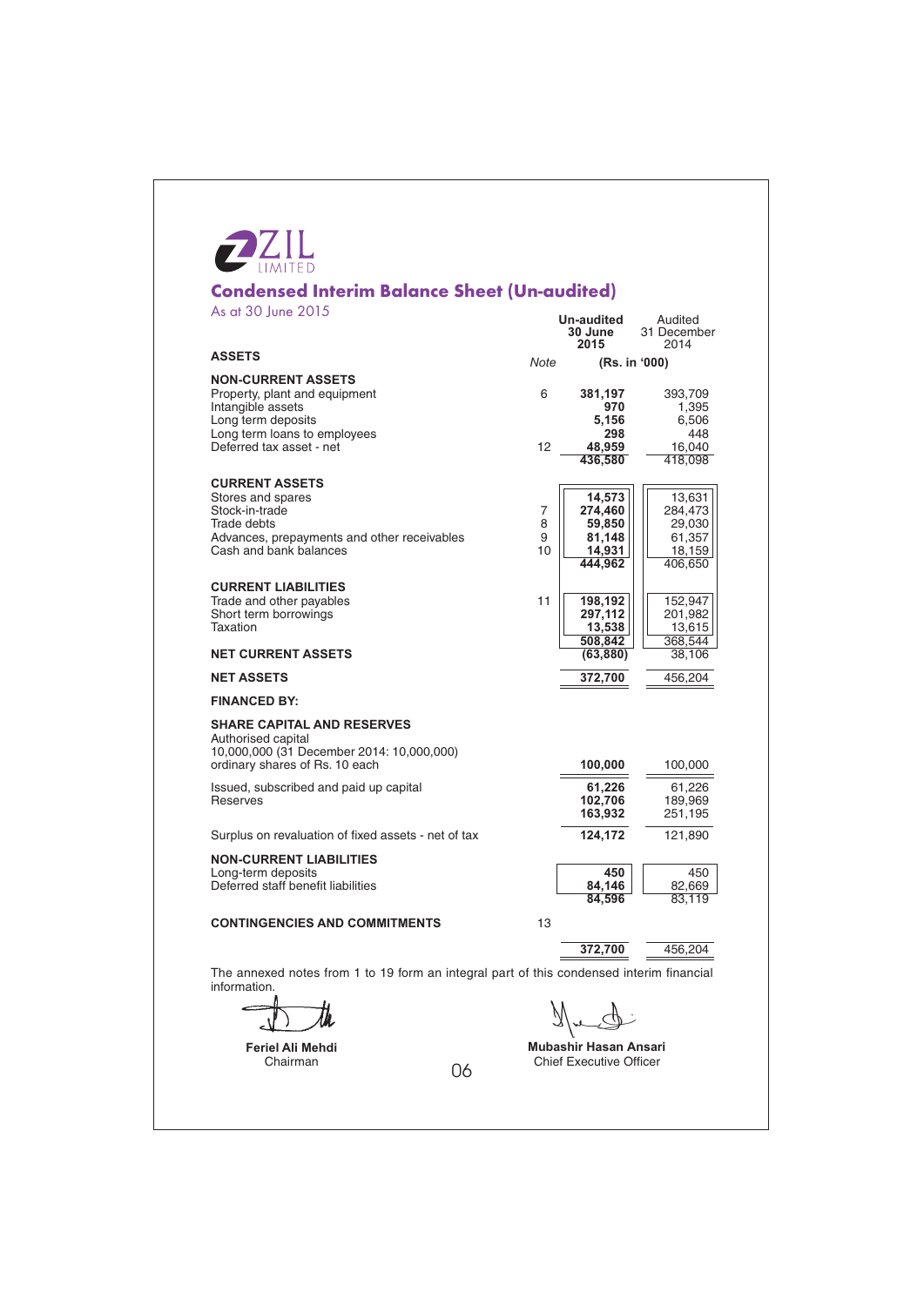ZIL LIMITED

## Condensed Interim Balance Sheet (Un-audited)

As at 30 June 2015

| | Note | Un-audited 30 June 2015 | Audited 31 December 2014 |
|---|---|---|---|
| **ASSETS** | | (Rs. in '000) | |
| **NON-CURRENT ASSETS** | | | |
| Property, plant and equipment | 6 | **381,197** | 393,709 |
| Intangible assets | | **970** | 1,395 |
| Long term deposits | | **5,156** | 6,506 |
| Long term loans to employees | | **298** | 448 |
| Deferred tax asset - net | 12 | **48,959** | 16,040 |
| | | **436,580** | 418,098 |
| **CURRENT ASSETS** | | | |
| Stores and spares | | **14,573** | 13,631 |
| Stock-in-trade | 7 | **274,460** | 284,473 |
| Trade debts | 8 | **59,850** | 29,030 |
| Advances, prepayments and other receivables | 9 | **81,148** | 61,357 |
| Cash and bank balances | 10 | **14,931** | 18,159 |
| | | **444,962** | 406,650 |
| **CURRENT LIABILITIES** | | | |
| Trade and other payables | 11 | **198,192** | 152,947 |
| Short term borrowings | | **297,112** | 201,982 |
| Taxation | | **13,538** | 13,615 |
| | | **508,842** | 368,544 |
| **NET CURRENT ASSETS** | | **(63,880)** | 38,106 |
| **NET ASSETS** | | **372,700** | 456,204 |
| **FINANCED BY:** | | | |
| **SHARE CAPITAL AND RESERVES** | | | |
| Authorised capital<br>10,000,000 (31 December 2014: 10,000,000) ordinary shares of Rs. 10 each | | **100,000** | 100,000 |
| Issued, subscribed and paid up capital | | **61,226** | 61,226 |
| Reserves | | **102,706** | 189,969 |
| | | **163,932** | 251,195 |
| Surplus on revaluation of fixed assets - net of tax | | **124,172** | 121,890 |
| **NON-CURRENT LIABILITIES** | | | |
| Long-term deposits | | **450** | 450 |
| Deferred staff benefit liabilities | | **84,146** | 82,669 |
| | | **84,596** | 83,119 |
| **CONTINGENCIES AND COMMITMENTS** | 13 | | |
| | | **372,700** | 456,204 |

The annexed notes from 1 to 19 form an integral part of this condensed interim financial information.

**Feriel Ali Mehdi**
Chairman

**Mubashir Hasan Ansari**
Chief Executive Officer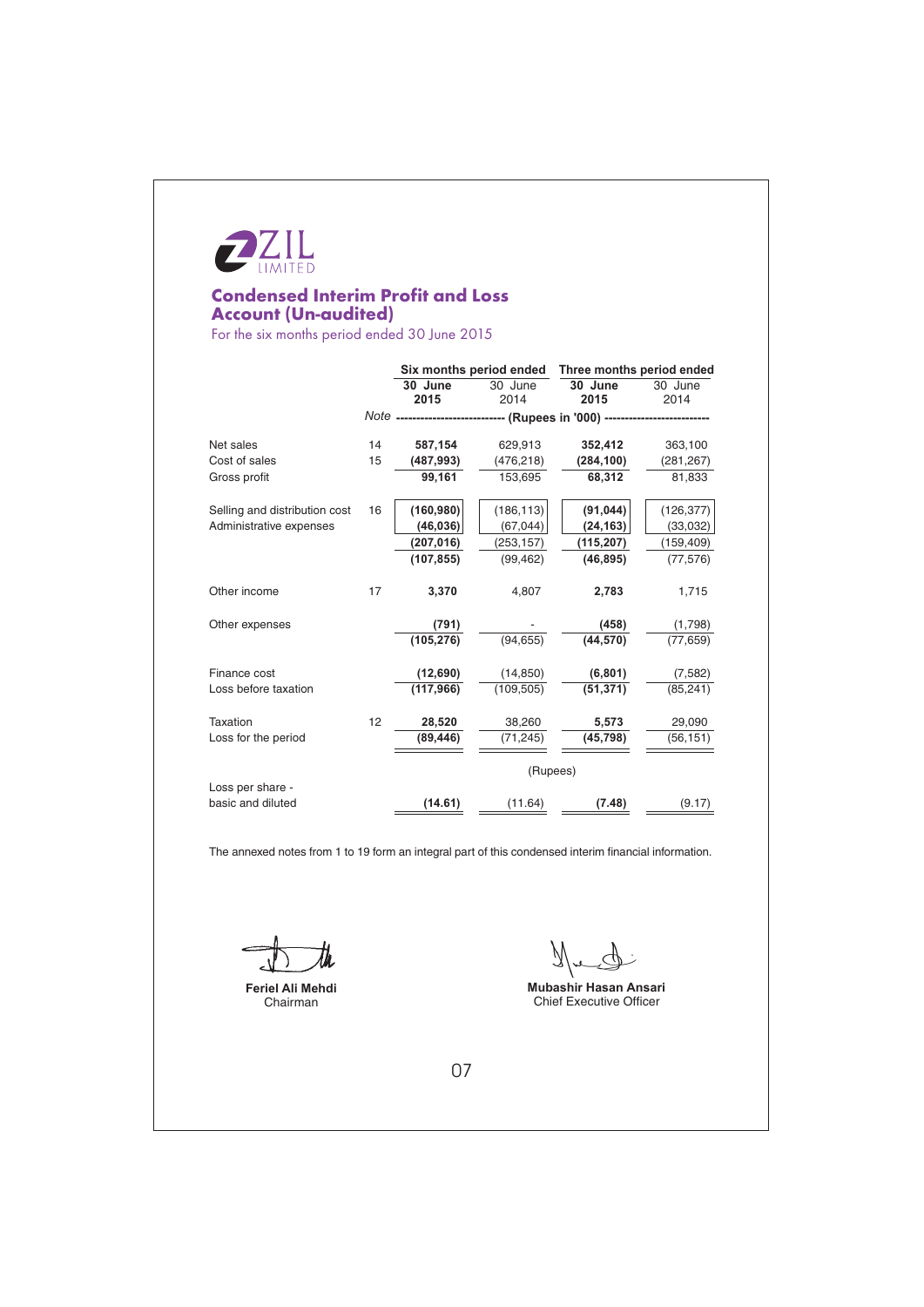ZIL LIMITED

# Condensed Interim Profit and Loss Account (Un-audited)

For the six months period ended 30 June 2015

| | Note | Six months period ended | | Three months period ended | |
|---|---|---|---|---|---|
| | | **30 June 2015** | 30 June 2014 | **30 June 2015** | 30 June 2014 |
| | | (Rupees in '000) | | | |
| Net sales | 14 | **587,154** | 629,913 | **352,412** | 363,100 |
| Cost of sales | 15 | **(487,993)** | (476,218) | **(284,100)** | (281,267) |
| Gross profit | | **99,161** | 153,695 | **68,312** | 81,833 |
| Selling and distribution cost | 16 | **(160,980)** | (186,113) | **(91,044)** | (126,377) |
| Administrative expenses | | **(46,036)** | (67,044) | **(24,163)** | (33,032) |
| | | **(207,016)** | (253,157) | **(115,207)** | (159,409) |
| | | **(107,855)** | (99,462) | **(46,895)** | (77,576) |
| Other income | 17 | **3,370** | 4,807 | **2,783** | 1,715 |
| Other expenses | | **(791)** | - | **(458)** | (1,798) |
| | | **(105,276)** | (94,655) | **(44,570)** | (77,659) |
| Finance cost | | **(12,690)** | (14,850) | **(6,801)** | (7,582) |
| Loss before taxation | | **(117,966)** | (109,505) | **(51,371)** | (85,241) |
| Taxation | 12 | **28,520** | 38,260 | **5,573** | 29,090 |
| Loss for the period | | **(89,446)** | (71,245) | **(45,798)** | (56,151) |
| | | (Rupees) | | | |
| Loss per share - basic and diluted | | **(14.61)** | (11.64) | **(7.48)** | (9.17) |

The annexed notes from 1 to 19 form an integral part of this condensed interim financial information.

**Feriel Ali Mehdi**
Chairman

**Mubashir Hasan Ansari**
Chief Executive Officer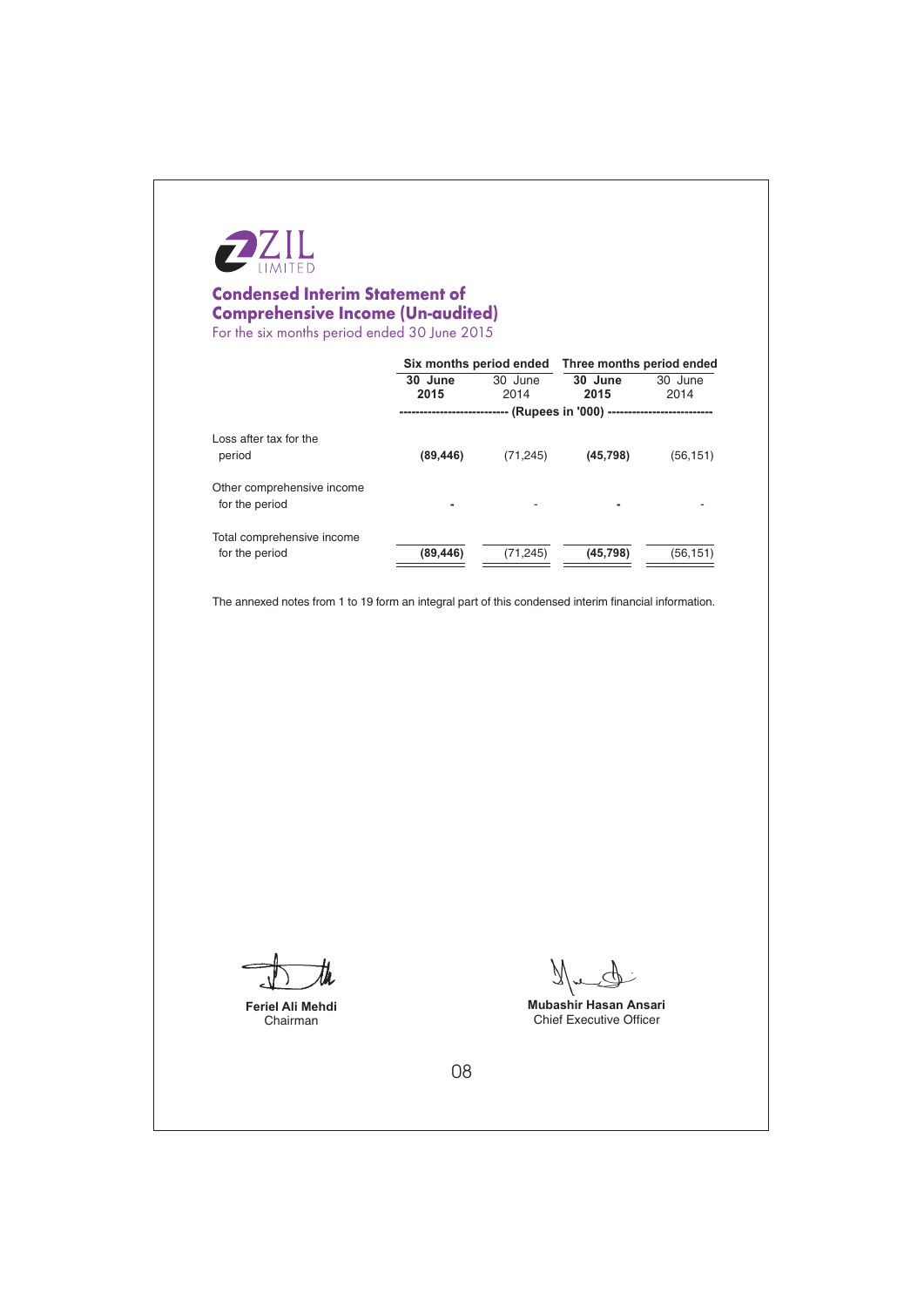ZIL LIMITED

# Condensed Interim Statement of Comprehensive Income (Un-audited)

For the six months period ended 30 June 2015

| | Six months period ended | | Three months period ended | |
|---|---|---|---|---|
| | **30 June 2015** | 30 June 2014 | **30 June 2015** | 30 June 2014 |
| | (Rupees in '000) | | | |
| Loss after tax for the period | **(89,446)** | (71,245) | **(45,798)** | (56,151) |
| Other comprehensive income for the period | **-** | - | **-** | - |
| Total comprehensive income for the period | **(89,446)** | (71,245) | **(45,798)** | (56,151) |

The annexed notes from 1 to 19 form an integral part of this condensed interim financial information.

**Feriel Ali Mehdi**
Chairman

**Mubashir Hasan Ansari**
Chief Executive Officer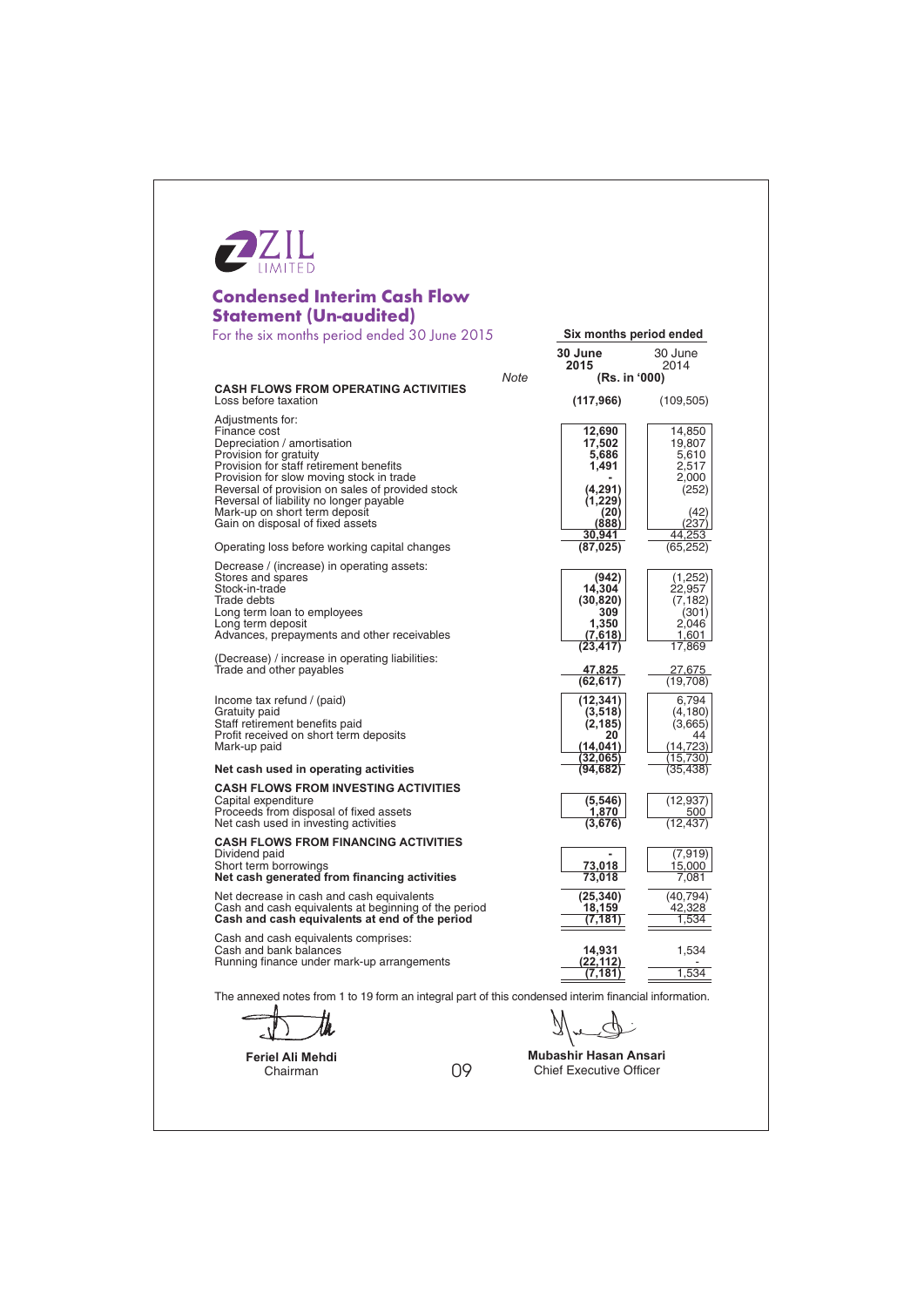ZIL LIMITED

# Condensed Interim Cash Flow Statement (Un-audited)

For the six months period ended 30 June 2015

| | Note | Six months period ended 30 June 2015 | 30 June 2014 |
|---|---|---|---|
| | | (Rs. in '000) | |
| **CASH FLOWS FROM OPERATING ACTIVITIES** | | | |
| Loss before taxation | | **(117,966)** | (109,505) |
| Adjustments for: | | | |
| Finance cost | | **12,690** | 14,850 |
| Depreciation / amortisation | | **17,502** | 19,807 |
| Provision for gratuity | | **5,686** | 5,610 |
| Provision for staff retirement benefits | | **1,491** | 2,517 |
| Provision for slow moving stock in trade | | **-** | 2,000 |
| Reversal of provision on sales of provided stock | | **(4,291)** | (252) |
| Reversal of liability no longer payable | | **(1,229)** | |
| Mark-up on short term deposit | | **(20)** | (42) |
| Gain on disposal of fixed assets | | **(888)** | (237) |
| | | **30,941** | 44,253 |
| Operating loss before working capital changes | | **(87,025)** | (65,252) |
| Decrease / (increase) in operating assets: | | | |
| Stores and spares | | **(942)** | (1,252) |
| Stock-in-trade | | **14,304** | 22,957 |
| Trade debts | | **(30,820)** | (7,182) |
| Long term loan to employees | | **309** | (301) |
| Long term deposit | | **1,350** | 2,046 |
| Advances, prepayments and other receivables | | **(7,618)** | 1,601 |
| | | **(23,417)** | 17,869 |
| (Decrease) / increase in operating liabilities: | | | |
| Trade and other payables | | **47,825** | 27,675 |
| | | **(62,617)** | (19,708) |
| Income tax refund / (paid) | | **(12,341)** | 6,794 |
| Gratuity paid | | **(3,518)** | (4,180) |
| Staff retirement benefits paid | | **(2,185)** | (3,665) |
| Profit received on short term deposits | | **20** | 44 |
| Mark-up paid | | **(14,041)** | (14,723) |
| | | **(32,065)** | (15,730) |
| **Net cash used in operating activities** | | **(94,682)** | (35,438) |
| **CASH FLOWS FROM INVESTING ACTIVITIES** | | | |
| Capital expenditure | | **(5,546)** | (12,937) |
| Proceeds from disposal of fixed assets | | **1,870** | 500 |
| Net cash used in investing activities | | **(3,676)** | (12,437) |
| **CASH FLOWS FROM FINANCING ACTIVITIES** | | | |
| Dividend paid | | **-** | (7,919) |
| Short term borrowings | | **73,018** | 15,000 |
| **Net cash generated from financing activities** | | **73,018** | 7,081 |
| Net decrease in cash and cash equivalents | | **(25,340)** | (40,794) |
| Cash and cash equivalents at beginning of the period | | **18,159** | 42,328 |
| **Cash and cash equivalents at end of the period** | | **(7,181)** | 1,534 |
| Cash and cash equivalents comprises: | | | |
| Cash and bank balances | | **14,931** | 1,534 |
| Running finance under mark-up arrangements | | **(22,112)** | - |
| | | **(7,181)** | 1,534 |

The annexed notes from 1 to 19 form an integral part of this condensed interim financial information.

**Feriel Ali Mehdi**
Chairman

**Mubashir Hasan Ansari**
Chief Executive Officer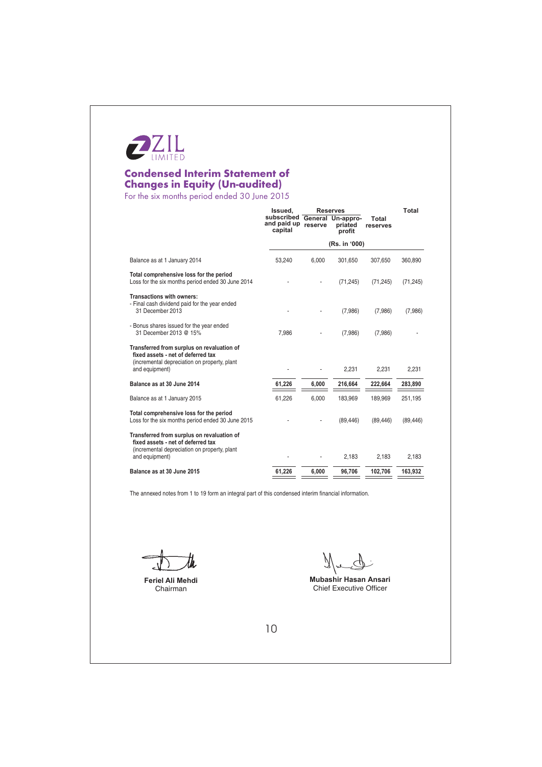ZIL LIMITED

# Condensed Interim Statement of Changes in Equity (Un-audited)

For the six months period ended 30 June 2015

| | Issued, subscribed and paid up capital | Reserves | | | Total |
|---|---|---|---|---|---|
| | | General reserve | Un-appropriated profit | Total reserves | |
| | | | (Rs. in '000) | | |
| Balance as at 1 January 2014 | 53,240 | 6,000 | 301,650 | 307,650 | 360,890 |
| **Total comprehensive loss for the period** | | | | | |
| Loss for the six months period ended 30 June 2014 | - | - | (71,245) | (71,245) | (71,245) |
| **Transactions with owners:** | | | | | |
| - Final cash dividend paid for the year ended 31 December 2013 | - | - | (7,986) | (7,986) | (7,986) |
| - Bonus shares issued for the year ended 31 December 2013 @ 15% | 7,986 | - | (7,986) | (7,986) | - |
| **Transferred from surplus on revaluation of fixed assets - net of deferred tax** (incremental depreciation on property, plant and equipment) | - | - | 2,231 | 2,231 | 2,231 |
| **Balance as at 30 June 2014** | **61,226** | **6,000** | **216,664** | **222,664** | **283,890** |
| Balance as at 1 January 2015 | 61,226 | 6,000 | 183,969 | 189,969 | 251,195 |
| **Total comprehensive loss for the period** | | | | | |
| Loss for the six months period ended 30 June 2015 | - | - | (89,446) | (89,446) | (89,446) |
| **Transferred from surplus on revaluation of fixed assets - net of deferred tax** (incremental depreciation on property, plant and equipment) | - | - | 2,183 | 2,183 | 2,183 |
| **Balance as at 30 June 2015** | **61,226** | **6,000** | **96,706** | **102,706** | **163,932** |

The annexed notes from 1 to 19 form an integral part of this condensed interim financial information.

**Feriel Ali Mehdi**
Chairman

**Mubashir Hasan Ansari**
Chief Executive Officer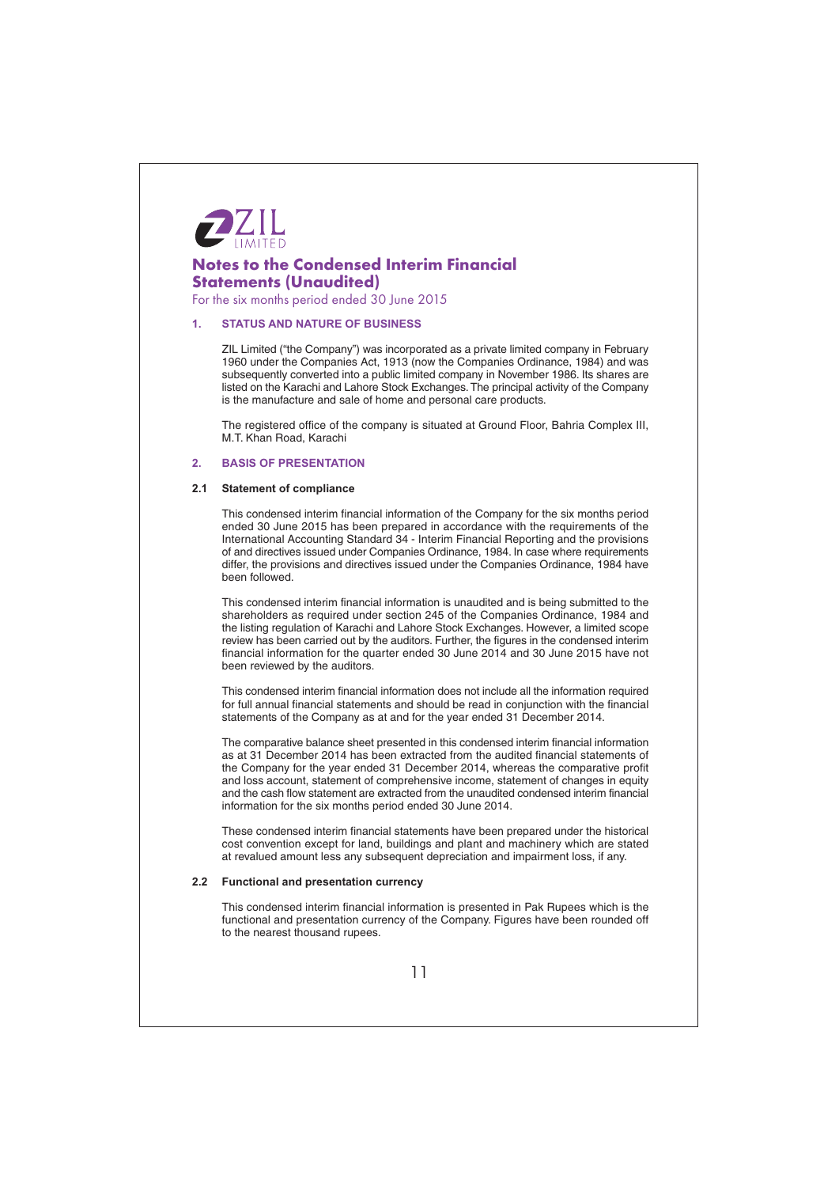ZIL LIMITED

# Notes to the Condensed Interim Financial Statements (Unaudited)

For the six months period ended 30 June 2015

## 1. STATUS AND NATURE OF BUSINESS

ZIL Limited ("the Company") was incorporated as a private limited company in February 1960 under the Companies Act, 1913 (now the Companies Ordinance, 1984) and was subsequently converted into a public limited company in November 1986. Its shares are listed on the Karachi and Lahore Stock Exchanges. The principal activity of the Company is the manufacture and sale of home and personal care products.

The registered office of the company is situated at Ground Floor, Bahria Complex III, M.T. Khan Road, Karachi

## 2. BASIS OF PRESENTATION

### 2.1 Statement of compliance

This condensed interim financial information of the Company for the six months period ended 30 June 2015 has been prepared in accordance with the requirements of the International Accounting Standard 34 - Interim Financial Reporting and the provisions of and directives issued under Companies Ordinance, 1984. In case where requirements differ, the provisions and directives issued under the Companies Ordinance, 1984 have been followed.

This condensed interim financial information is unaudited and is being submitted to the shareholders as required under section 245 of the Companies Ordinance, 1984 and the listing regulation of Karachi and Lahore Stock Exchanges. However, a limited scope review has been carried out by the auditors. Further, the figures in the condensed interim financial information for the quarter ended 30 June 2014 and 30 June 2015 have not been reviewed by the auditors.

This condensed interim financial information does not include all the information required for full annual financial statements and should be read in conjunction with the financial statements of the Company as at and for the year ended 31 December 2014.

The comparative balance sheet presented in this condensed interim financial information as at 31 December 2014 has been extracted from the audited financial statements of the Company for the year ended 31 December 2014, whereas the comparative profit and loss account, statement of comprehensive income, statement of changes in equity and the cash flow statement are extracted from the unaudited condensed interim financial information for the six months period ended 30 June 2014.

These condensed interim financial statements have been prepared under the historical cost convention except for land, buildings and plant and machinery which are stated at revalued amount less any subsequent depreciation and impairment loss, if any.

### 2.2 Functional and presentation currency

This condensed interim financial information is presented in Pak Rupees which is the functional and presentation currency of the Company. Figures have been rounded off to the nearest thousand rupees.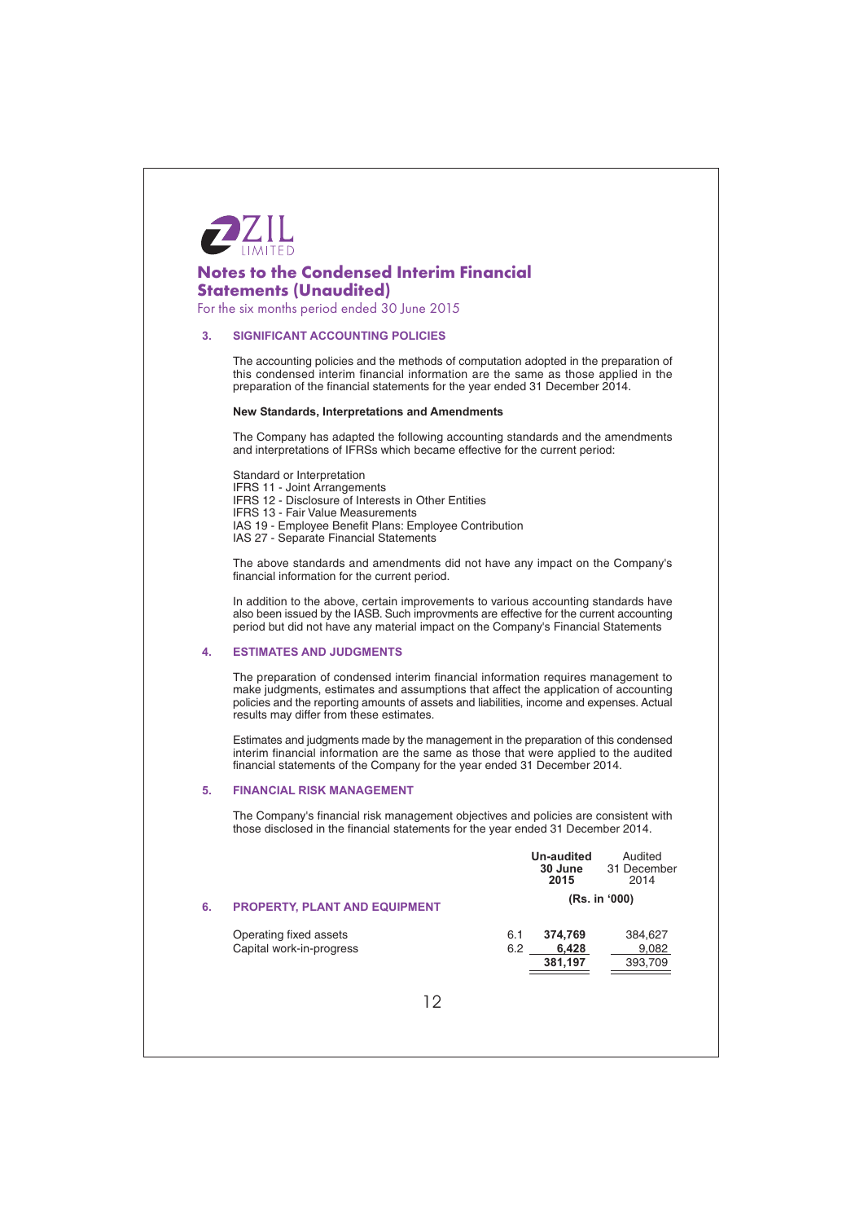ZIL LIMITED

# Notes to the Condensed Interim Financial Statements (Unaudited)

For the six months period ended 30 June 2015

## 3. SIGNIFICANT ACCOUNTING POLICIES

The accounting policies and the methods of computation adopted in the preparation of this condensed interim financial information are the same as those applied in the preparation of the financial statements for the year ended 31 December 2014.

**New Standards, Interpretations and Amendments**

The Company has adapted the following accounting standards and the amendments and interpretations of IFRSs which became effective for the current period:

Standard or Interpretation
IFRS 11 - Joint Arrangements
IFRS 12 - Disclosure of Interests in Other Entities
IFRS 13 - Fair Value Measurements
IAS 19 - Employee Benefit Plans: Employee Contribution
IAS 27 - Separate Financial Statements

The above standards and amendments did not have any impact on the Company's financial information for the current period.

In addition to the above, certain improvements to various accounting standards have also been issued by the IASB. Such improvments are effective for the current accounting period but did not have any material impact on the Company's Financial Statements

## 4. ESTIMATES AND JUDGMENTS

The preparation of condensed interim financial information requires management to make judgments, estimates and assumptions that affect the application of accounting policies and the reporting amounts of assets and liabilities, income and expenses. Actual results may differ from these estimates.

Estimates and judgments made by the management in the preparation of this condensed interim financial information are the same as those that were applied to the audited financial statements of the Company for the year ended 31 December 2014.

## 5. FINANCIAL RISK MANAGEMENT

The Company's financial risk management objectives and policies are consistent with those disclosed in the financial statements for the year ended 31 December 2014.

| | | **Un-audited 30 June 2015** | Audited 31 December 2014 |
|---|---|---|---|
| | | **(Rs. in '000)** | |
| **6. PROPERTY, PLANT AND EQUIPMENT** | | | |
| Operating fixed assets | 6.1 | **374,769** | 384,627 |
| Capital work-in-progress | 6.2 | **6,428** | 9,082 |
| | | **381,197** | 393,709 |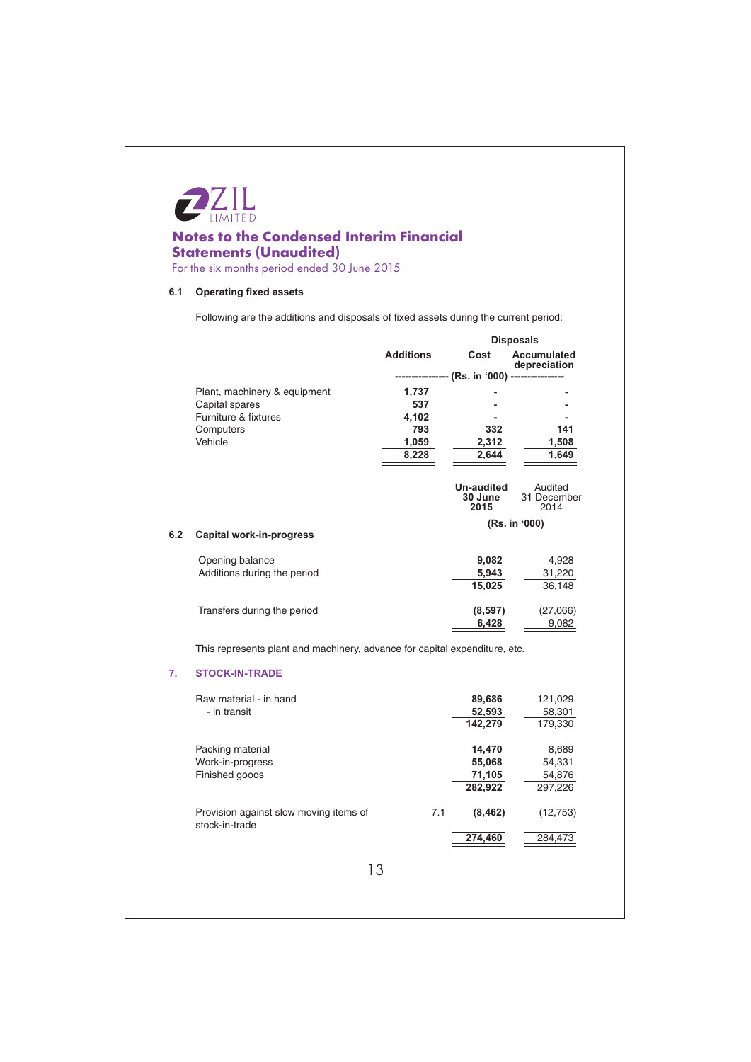# ZIL LIMITED

## Notes to the Condensed Interim Financial Statements (Unaudited)

For the six months period ended 30 June 2015

### 6.1 Operating fixed assets

Following are the additions and disposals of fixed assets during the current period:

| | Additions | Disposals | |
|---|---|---|---|
| | | Cost | Accumulated depreciation |
| | (Rs. in '000) | | |
| Plant, machinery & equipment | 1,737 | - | - |
| Capital spares | 537 | - | - |
| Furniture & fixtures | 4,102 | - | - |
| Computers | 793 | 332 | 141 |
| Vehicle | 1,059 | 2,312 | 1,508 |
| | **8,228** | **2,644** | **1,649** |

| | | Un-audited 30 June 2015 | Audited 31 December 2014 |
|---|---|---|---|
| | | (Rs. in '000) | |
| **6.2 Capital work-in-progress** | | | |
| Opening balance | | 9,082 | 4,928 |
| Additions during the period | | 5,943 | 31,220 |
| | | **15,025** | **36,148** |
| Transfers during the period | | (8,597) | (27,066) |
| | | **6,428** | **9,082** |

This represents plant and machinery, advance for capital expenditure, etc.

### 7. STOCK-IN-TRADE

| | Note | Un-audited 30 June 2015 | Audited 31 December 2014 |
|---|---|---|---|
| Raw material - in hand | | 89,686 | 121,029 |
| - in transit | | 52,593 | 58,301 |
| | | **142,279** | **179,330** |
| Packing material | | 14,470 | 8,689 |
| Work-in-progress | | 55,068 | 54,331 |
| Finished goods | | 71,105 | 54,876 |
| | | **282,922** | **297,226** |
| Provision against slow moving items of stock-in-trade | 7.1 | (8,462) | (12,753) |
| | | **274,460** | **284,473** |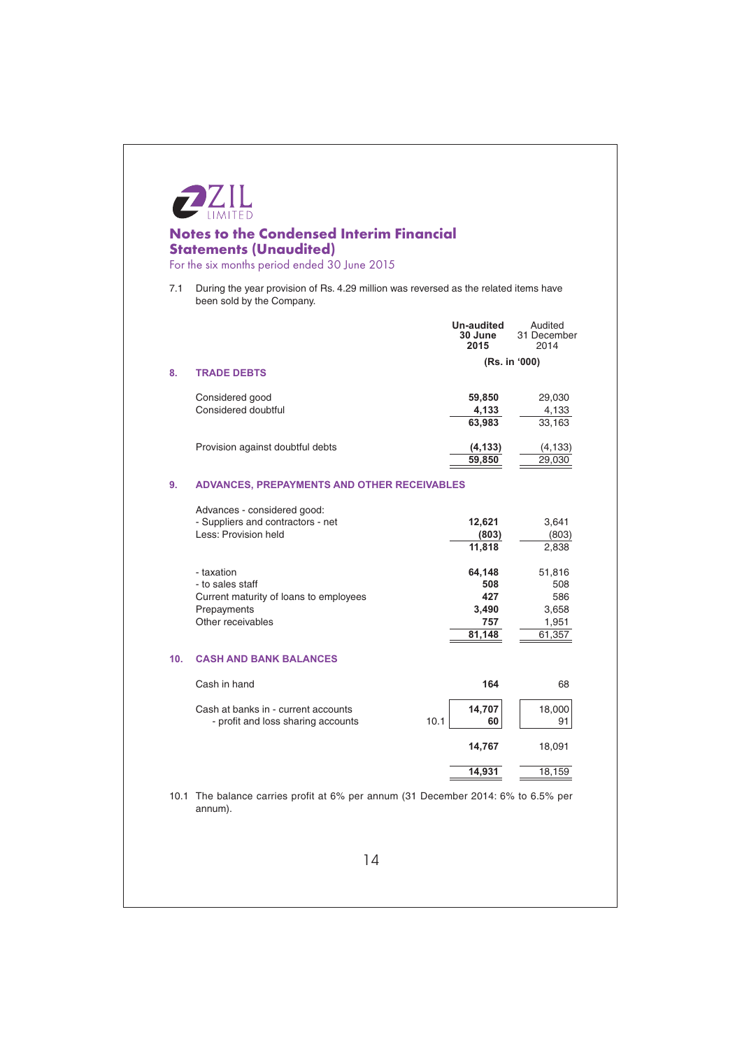ZIL LIMITED

## Notes to the Condensed Interim Financial Statements (Unaudited)

For the six months period ended 30 June 2015

7.1 During the year provision of Rs. 4.29 million was reversed as the related items have been sold by the Company.

| | Note | **Un-audited 30 June 2015** | Audited 31 December 2014 |
|---|---|---|---|
| | | **(Rs. in '000)** | |
| **8. TRADE DEBTS** | | | |
| Considered good | | **59,850** | 29,030 |
| Considered doubtful | | **4,133** | 4,133 |
| | | **63,983** | 33,163 |
| Provision against doubtful debts | | **(4,133)** | (4,133) |
| | | **59,850** | 29,030 |
| **9. ADVANCES, PREPAYMENTS AND OTHER RECEIVABLES** | | | |
| Advances - considered good: | | | |
| - Suppliers and contractors - net | | **12,621** | 3,641 |
| Less: Provision held | | **(803)** | (803) |
| | | **11,818** | 2,838 |
| - taxation | | **64,148** | 51,816 |
| - to sales staff | | **508** | 508 |
| Current maturity of loans to employees | | **427** | 586 |
| Prepayments | | **3,490** | 3,658 |
| Other receivables | | **757** | 1,951 |
| | | **81,148** | 61,357 |
| **10. CASH AND BANK BALANCES** | | | |
| Cash in hand | | **164** | 68 |
| Cash at banks in - current accounts | | **14,707** | 18,000 |
| - profit and loss sharing accounts | 10.1 | **60** | 91 |
| | | **14,767** | 18,091 |
| | | **14,931** | 18,159 |

10.1 The balance carries profit at 6% per annum (31 December 2014: 6% to 6.5% per annum).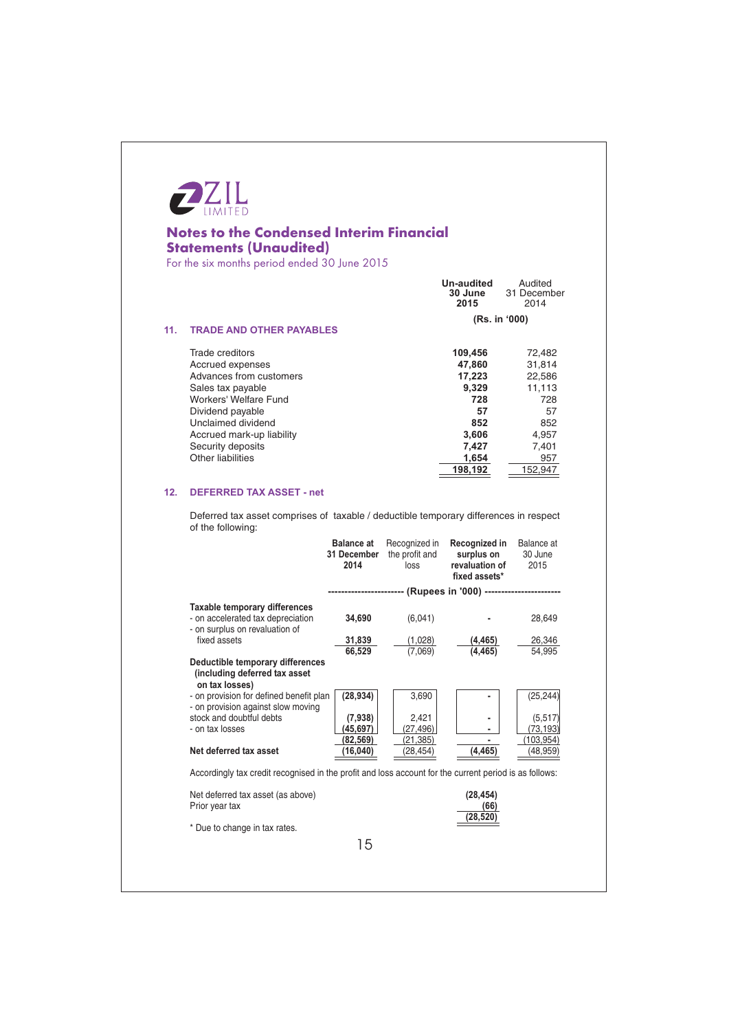# ZIL LIMITED

## Notes to the Condensed Interim Financial Statements (Unaudited)

For the six months period ended 30 June 2015

### 11. TRADE AND OTHER PAYABLES

| | Un-audited 30 June 2015 | Audited 31 December 2014 |
|---|---|---|
| | (Rs. in '000) | |
| Trade creditors | **109,456** | 72,482 |
| Accrued expenses | **47,860** | 31,814 |
| Advances from customers | **17,223** | 22,586 |
| Sales tax payable | **9,329** | 11,113 |
| Workers' Welfare Fund | **728** | 728 |
| Dividend payable | **57** | 57 |
| Unclaimed dividend | **852** | 852 |
| Accrued mark-up liability | **3,606** | 4,957 |
| Security deposits | **7,427** | 7,401 |
| Other liabilities | **1,654** | 957 |
| | **198,192** | 152,947 |

### 12. DEFERRED TAX ASSET - net

Deferred tax asset comprises of taxable / deductible temporary differences in respect of the following:

| | Balance at 31 December 2014 | Recognized in the profit and loss | Recognized in surplus on revaluation of fixed assets* | Balance at 30 June 2015 |
|---|---|---|---|---|
| | (Rupees in '000) | | | |
| **Taxable temporary differences** | | | | |
| - on accelerated tax depreciation | **34,690** | (6,041) | **-** | 28,649 |
| - on surplus on revaluation of fixed assets | **31,839** | (1,028) | **(4,465)** | 26,346 |
| | **66,529** | (7,069) | **(4,465)** | 54,995 |
| **Deductible temporary differences (including deferred tax asset on tax losses)** | | | | |
| - on provision for defined benefit plan | **(28,934)** | 3,690 | **-** | (25,244) |
| - on provision against slow moving stock and doubtful debts | **(7,938)** | 2,421 | **-** | (5,517) |
| - on tax losses | **(45,697)** | (27,496) | **-** | (73,193) |
| | **(82,569)** | (21,385) | **-** | (103,954) |
| **Net deferred tax asset** | **(16,040)** | (28,454) | **(4,465)** | (48,959) |

Accordingly tax credit recognised in the profit and loss account for the current period is as follows:

| | |
|---|---|
| Net deferred tax asset (as above) | **(28,454)** |
| Prior year tax | **(66)** |
| | **(28,520)** |

\* Due to change in tax rates.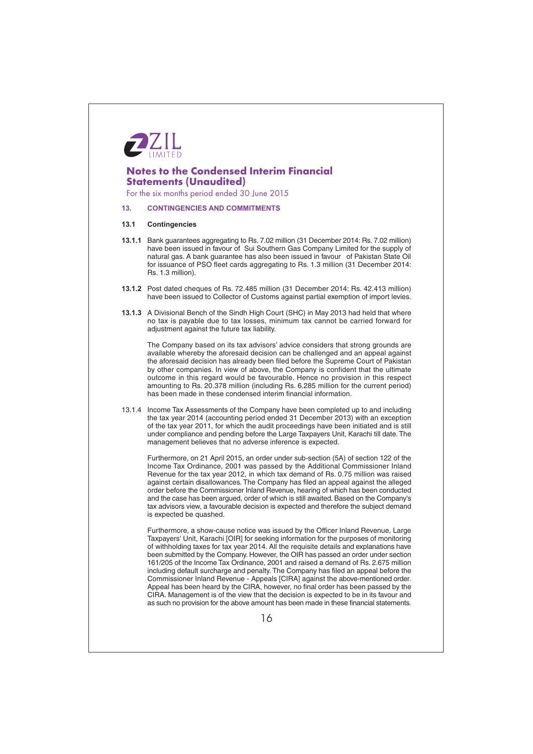ZIL LIMITED

## Notes to the Condensed Interim Financial Statements (Unaudited)

For the six months period ended 30 June 2015

### 13. CONTINGENCIES AND COMMITMENTS

#### 13.1 Contingencies

**13.1.1** Bank guarantees aggregating to Rs. 7.02 million (31 December 2014: Rs. 7.02 million) have been issued in favour of Sui Southern Gas Company Limited for the supply of natural gas. A bank guarantee has also been issued in favour of Pakistan State Oil for issuance of PSO fleet cards aggregating to Rs. 1.3 million (31 December 2014: Rs. 1.3 million).

**13.1.2** Post dated cheques of Rs. 72.485 million (31 December 2014: Rs. 42.413 million) have been issued to Collector of Customs against partial exemption of import levies.

**13.1.3** A Divisional Bench of the Sindh High Court (SHC) in May 2013 had held that where no tax is payable due to tax losses, minimum tax cannot be carried forward for adjustment against the future tax liability.

The Company based on its tax advisors' advice considers that strong grounds are available whereby the aforesaid decision can be challenged and an appeal against the aforesaid decision has already been filed before the Supreme Court of Pakistan by other companies. In view of above, the Company is confident that the ultimate outcome in this regard would be favourable. Hence no provision in this respect amounting to Rs. 20.378 million (including Rs. 6.285 million for the current period) has been made in these condensed interim financial information.

13.1.4 Income Tax Assessments of the Company have been completed up to and including the tax year 2014 (accounting period ended 31 December 2013) with an exception of the tax year 2011, for which the audit proceedings have been initiated and is still under compliance and pending before the Large Taxpayers Unit, Karachi till date. The management believes that no adverse inference is expected.

Furthermore, on 21 April 2015, an order under sub-section (5A) of section 122 of the Income Tax Ordinance, 2001 was passed by the Additional Commissioner Inland Revenue for the tax year 2012, in which tax demand of Rs. 0.75 million was raised against certain disallowances. The Company has filed an appeal against the alleged order before the Commissioner Inland Revenue, hearing of which has been conducted and the case has been argued, order of which is still awaited. Based on the Company's tax advisors view, a favourable decision is expected and therefore the subject demand is expected be quashed.

Furthermore, a show-cause notice was issued by the Officer Inland Revenue, Large Taxpayers' Unit, Karachi [OIR] for seeking information for the purposes of monitoring of withholding taxes for tax year 2014. All the requisite details and explanations have been submitted by the Company. However, the OIR has passed an order under section 161/205 of the Income Tax Ordinance, 2001 and raised a demand of Rs. 2.675 million including default surcharge and penalty. The Company has filed an appeal before the Commissioner Inland Revenue - Appeals [CIRA] against the above-mentioned order. Appeal has been heard by the CIRA, however, no final order has been passed by the CIRA. Management is of the view that the decision is expected to be in its favour and as such no provision for the above amount has been made in these financial statements.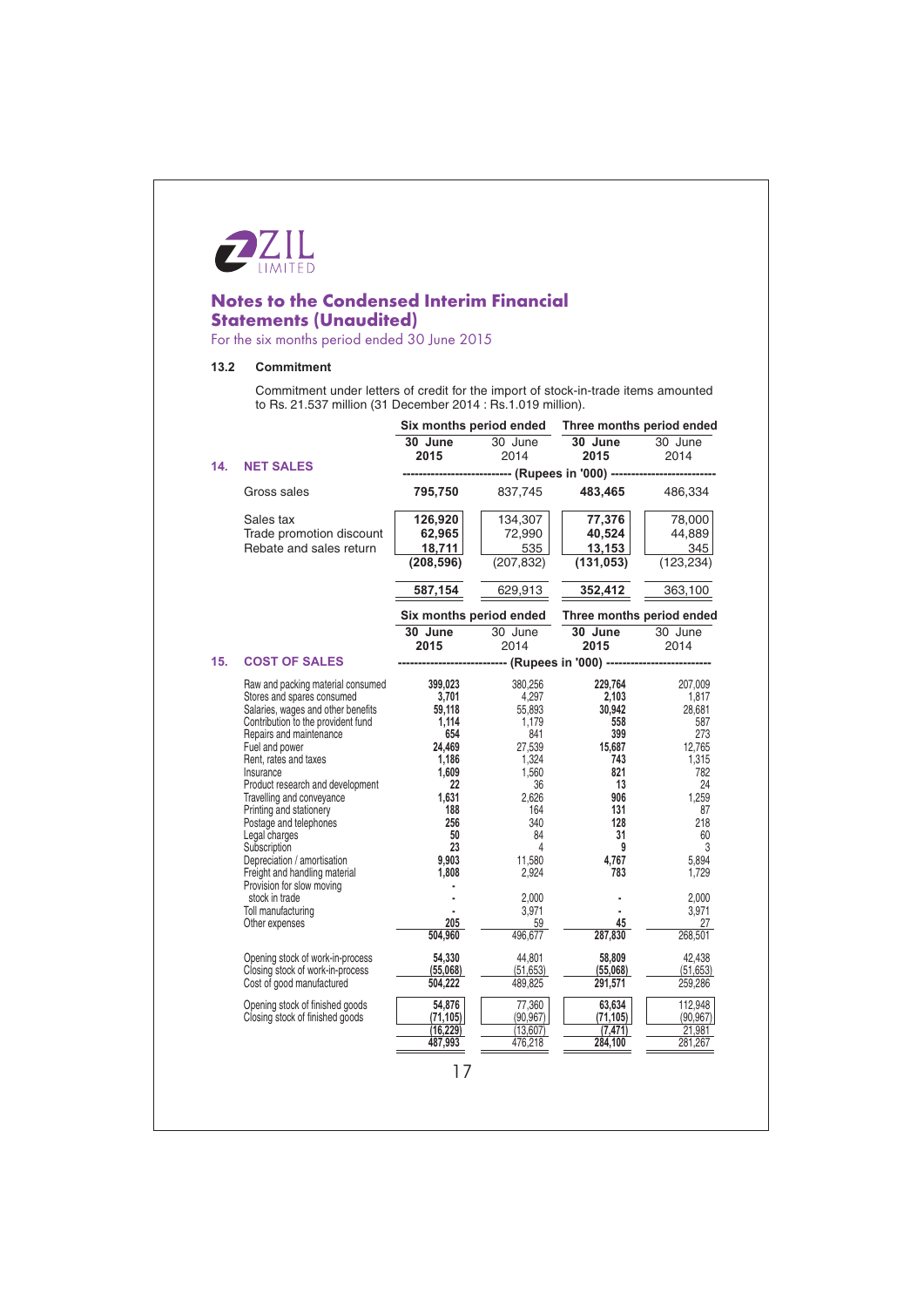ZIL LIMITED

# Notes to the Condensed Interim Financial Statements (Unaudited)

For the six months period ended 30 June 2015

### 13.2 Commitment

Commitment under letters of credit for the import of stock-in-trade items amounted to Rs. 21.537 million (31 December 2014 : Rs.1.019 million).

| | Six months period ended | | Three months period ended | |
|---|---|---|---|---|
| | **30 June 2015** | 30 June 2014 | **30 June 2015** | 30 June 2014 |
| **14. NET SALES** | (Rupees in '000) | | | |
| Gross sales | **795,750** | 837,745 | **483,465** | 486,334 |
| Sales tax | **126,920** | 134,307 | **77,376** | 78,000 |
| Trade promotion discount | **62,965** | 72,990 | **40,524** | 44,889 |
| Rebate and sales return | **18,711** | 535 | **13,153** | 345 |
| | **(208,596)** | (207,832) | **(131,053)** | (123,234) |
| | **587,154** | 629,913 | **352,412** | 363,100 |

| | Six months period ended | | Three months period ended | |
|---|---|---|---|---|
| | **30 June 2015** | 30 June 2014 | **30 June 2015** | 30 June 2014 |
| **15. COST OF SALES** | (Rupees in '000) | | | |
| Raw and packing material consumed | **399,023** | 380,256 | **229,764** | 207,009 |
| Stores and spares consumed | **3,701** | 4,297 | **2,103** | 1,817 |
| Salaries, wages and other benefits | **59,118** | 55,893 | **30,942** | 28,681 |
| Contribution to the provident fund | **1,114** | 1,179 | **558** | 587 |
| Repairs and maintenance | **654** | 841 | **399** | 273 |
| Fuel and power | **24,469** | 27,539 | **15,687** | 12,765 |
| Rent, rates and taxes | **1,186** | 1,324 | **743** | 1,315 |
| Insurance | **1,609** | 1,560 | **821** | 782 |
| Product research and development | **22** | 36 | **13** | 24 |
| Travelling and conveyance | **1,631** | 2,626 | **906** | 1,259 |
| Printing and stationery | **188** | 164 | **131** | 87 |
| Postage and telephones | **256** | 340 | **128** | 218 |
| Legal charges | **50** | 84 | **31** | 60 |
| Subscription | **23** | 4 | **9** | 3 |
| Depreciation / amortisation | **9,903** | 11,580 | **4,767** | 5,894 |
| Freight and handling material | **1,808** | 2,924 | **783** | 1,729 |
| Provision for slow moving stock in trade | **-** | 2,000 | **-** | 2,000 |
| Toll manufacturing | **-** | 3,971 | **-** | 3,971 |
| Other expenses | **205** | 59 | **45** | 27 |
| | **504,960** | 496,677 | **287,830** | 268,501 |
| Opening stock of work-in-process | **54,330** | 44,801 | **58,809** | 42,438 |
| Closing stock of work-in-process | **(55,068)** | (51,653) | **(55,068)** | (51,653) |
| Cost of good manufactured | **504,222** | 489,825 | **291,571** | 259,286 |
| Opening stock of finished goods | **54,876** | 77,360 | **63,634** | 112,948 |
| Closing stock of finished goods | **(71,105)** | (90,967) | **(71,105)** | (90,967) |
| | **(16,229)** | (13,607) | **(7,471)** | 21,981 |
| | **487,993** | 476,218 | **284,100** | 281,267 |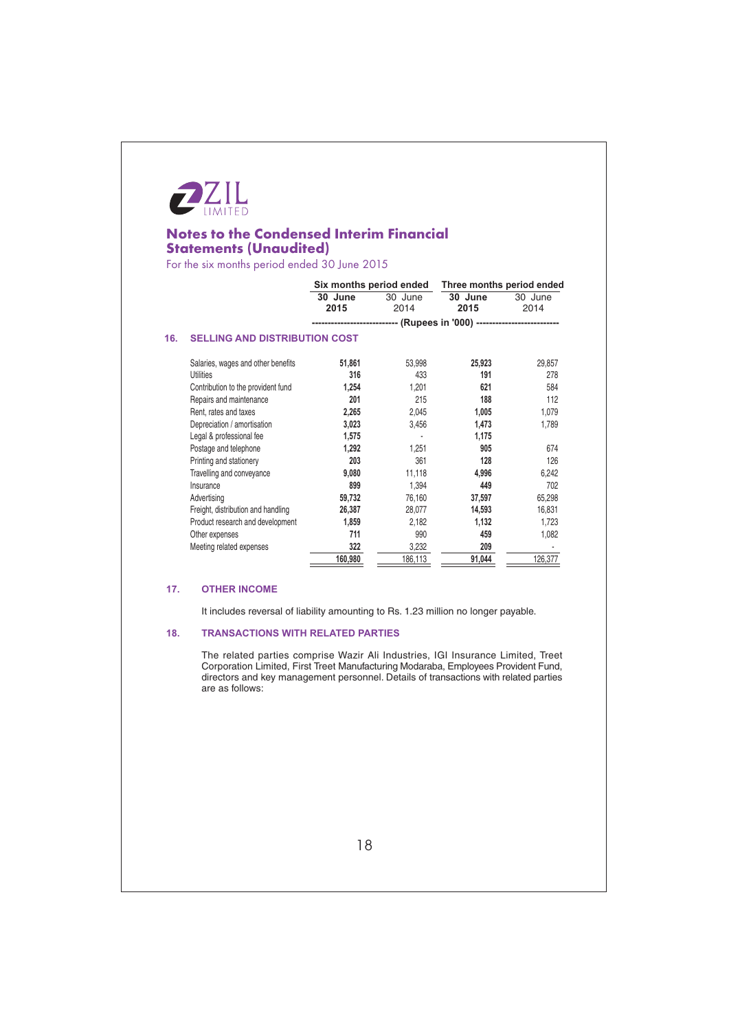ZIL LIMITED

# Notes to the Condensed Interim Financial Statements (Unaudited)

For the six months period ended 30 June 2015

| | Six months period ended | | Three months period ended | |
|---|---|---|---|---|
| | **30 June 2015** | 30 June 2014 | **30 June 2015** | 30 June 2014 |
| | (Rupees in '000) | | | |
| **16. SELLING AND DISTRIBUTION COST** | | | | |
| Salaries, wages and other benefits | **51,861** | 53,998 | **25,923** | 29,857 |
| Utilities | **316** | 433 | **191** | 278 |
| Contribution to the provident fund | **1,254** | 1,201 | **621** | 584 |
| Repairs and maintenance | **201** | 215 | **188** | 112 |
| Rent, rates and taxes | **2,265** | 2,045 | **1,005** | 1,079 |
| Depreciation / amortisation | **3,023** | 3,456 | **1,473** | 1,789 |
| Legal & professional fee | **1,575** | - | **1,175** | |
| Postage and telephone | **1,292** | 1,251 | **905** | 674 |
| Printing and stationery | **203** | 361 | **128** | 126 |
| Travelling and conveyance | **9,080** | 11,118 | **4,996** | 6,242 |
| Insurance | **899** | 1,394 | **449** | 702 |
| Advertising | **59,732** | 76,160 | **37,597** | 65,298 |
| Freight, distribution and handling | **26,387** | 28,077 | **14,593** | 16,831 |
| Product research and development | **1,859** | 2,182 | **1,132** | 1,723 |
| Other expenses | **711** | 990 | **459** | 1,082 |
| Meeting related expenses | **322** | 3,232 | **209** | - |
| | **160,980** | 186,113 | **91,044** | 126,377 |

## 17. OTHER INCOME

It includes reversal of liability amounting to Rs. 1.23 million no longer payable.

## 18. TRANSACTIONS WITH RELATED PARTIES

The related parties comprise Wazir Ali Industries, IGI Insurance Limited, Treet Corporation Limited, First Treet Manufacturing Modaraba, Employees Provident Fund, directors and key management personnel. Details of transactions with related parties are as follows: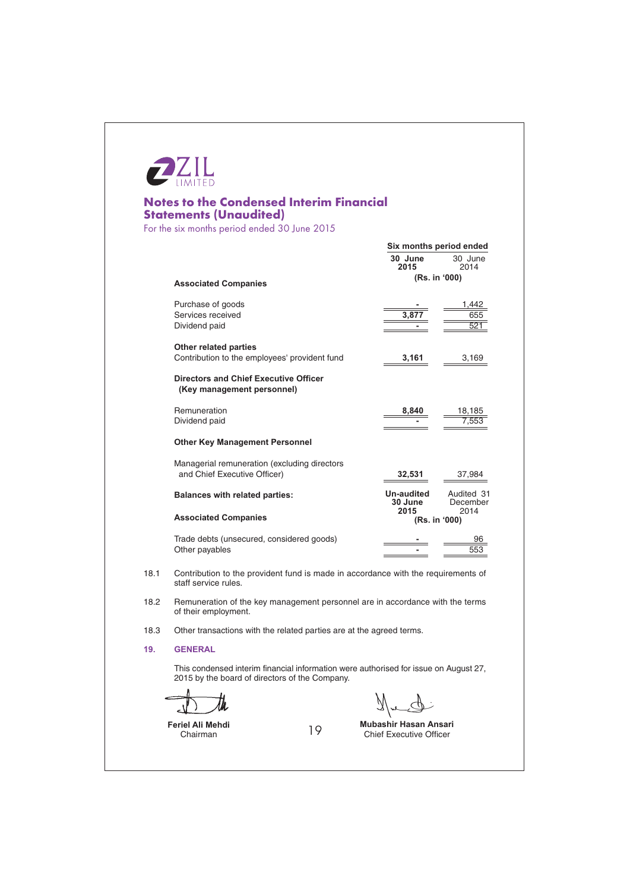ZIL LIMITED

## Notes to the Condensed Interim Financial Statements (Unaudited)

For the six months period ended 30 June 2015

| | Six months period ended | |
|---|---|---|
| | **30 June 2015** | 30 June 2014 |
| | **(Rs. in '000)** | |
| **Associated Companies** | | |
| Purchase of goods | **-** | 1,442 |
| Services received | **3,877** | 655 |
| Dividend paid | **-** | 521 |
| **Other related parties** | | |
| Contribution to the employees' provident fund | **3,161** | 3,169 |
| **Directors and Chief Executive Officer (Key management personnel)** | | |
| Remuneration | **8,840** | 18,185 |
| Dividend paid | **-** | 7,553 |
| **Other Key Management Personnel** | | |
| Managerial remuneration (excluding directors and Chief Executive Officer) | **32,531** | 37,984 |

| **Balances with related parties:** | **Un-audited 30 June 2015** | Audited 31 December 2014 |
|---|---|---|
| | **(Rs. in '000)** | |
| **Associated Companies** | | |
| Trade debts (unsecured, considered goods) | **-** | 96 |
| Other payables | **-** | 553 |

18.1 Contribution to the provident fund is made in accordance with the requirements of staff service rules.

18.2 Remuneration of the key management personnel are in accordance with the terms of their employment.

18.3 Other transactions with the related parties are at the agreed terms.

### 19. GENERAL

This condensed interim financial information were authorised for issue on August 27, 2015 by the board of directors of the Company.

**Feriel Ali Mehdi**
Chairman

**Mubashir Hasan Ansari**
Chief Executive Officer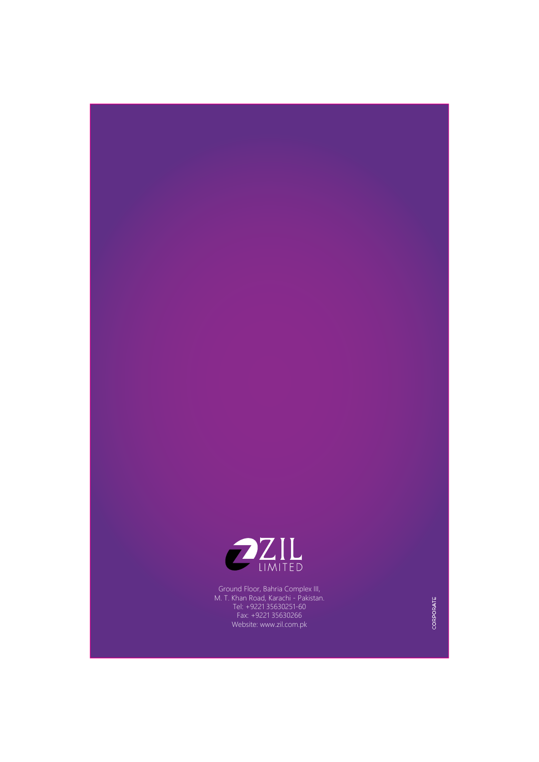ZIL LIMITED

Ground Floor, Bahria Complex III,
M. T. Khan Road, Karachi - Pakistan.
Tel: +9221 35630251-60
Fax: +9221 35630266
Website: www.zil.com.pk

CORPORATE